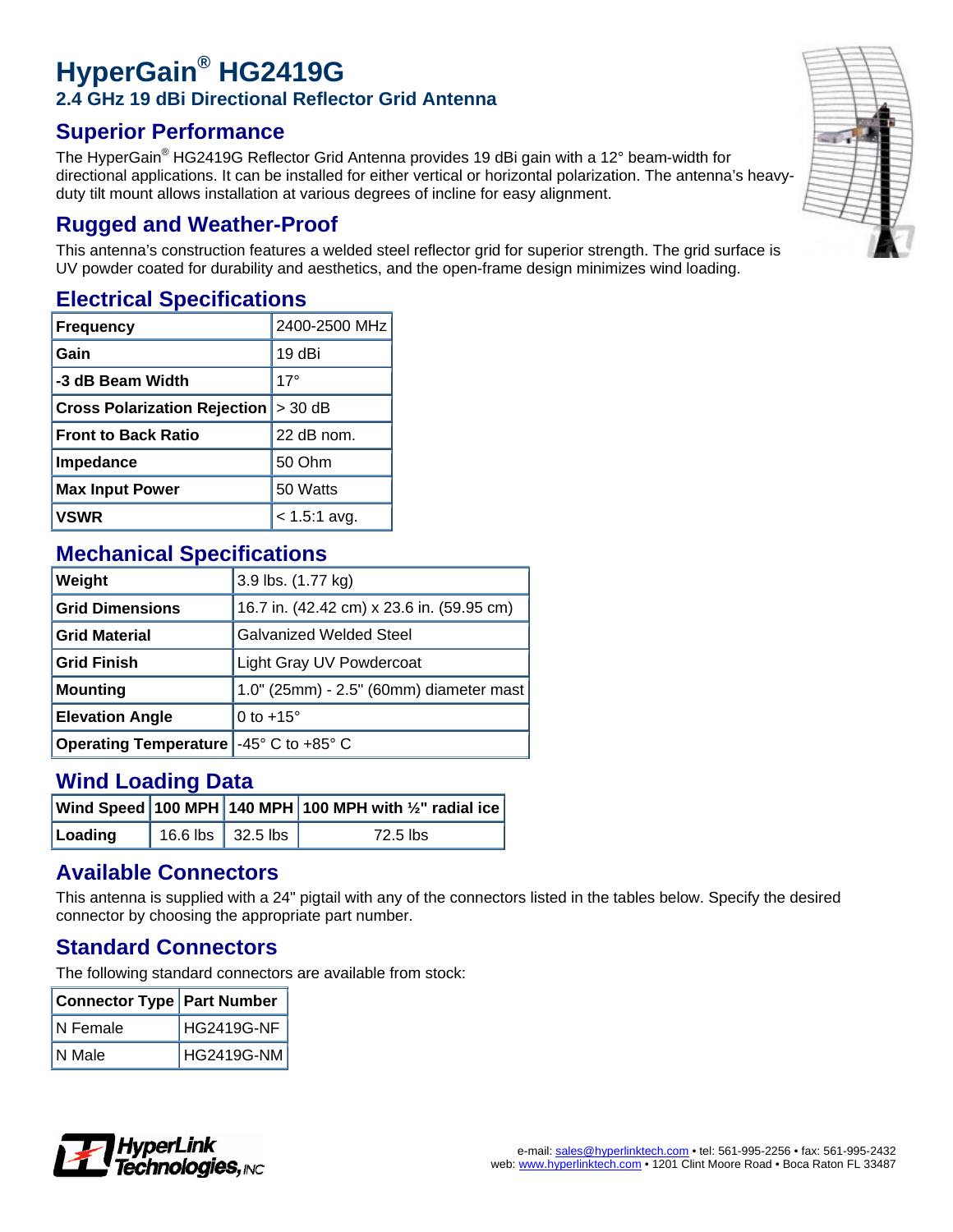# HyperGain® HG2419G

## 2.4 GHz 19 dBi Directional Reflector Grid Antenna

## Superior Performance

The HyperGain® HG2419G Reflector Grid Antenna provides 19 dBi gain with a 12° beam-width for directional applications. It can be installed for either vertical or horizontal polarization. The antenna's heavy-duty tilt mount allows installation at various degrees of incline for easy alignment.

## Rugged and Weather-Proof

This antenna's construction features a welded steel reflector grid for superior strength. The grid surface is UV powder coated for durability and aesthetics, and the open-frame design minimizes wind loading.

## Electrical Specifications

| | |
|---|---|
| **Frequency** | 2400-2500 MHz |
| **Gain** | 19 dBi |
| **-3 dB Beam Width** | 17° |
| **Cross Polarization Rejection** | > 30 dB |
| **Front to Back Ratio** | 22 dB nom. |
| **Impedance** | 50 Ohm |
| **Max Input Power** | 50 Watts |
| **VSWR** | < 1.5:1 avg. |

## Mechanical Specifications

| | |
|---|---|
| **Weight** | 3.9 lbs. (1.77 kg) |
| **Grid Dimensions** | 16.7 in. (42.42 cm) x 23.6 in. (59.95 cm) |
| **Grid Material** | Galvanized Welded Steel |
| **Grid Finish** | Light Gray UV Powdercoat |
| **Mounting** | 1.0" (25mm) - 2.5" (60mm) diameter mast |
| **Elevation Angle** | 0 to +15° |
| **Operating Temperature** | -45° C to +85° C |

## Wind Loading Data

| Wind Speed | 100 MPH | 140 MPH | 100 MPH with ½" radial ice |
|---|---|---|---|
| **Loading** | 16.6 lbs | 32.5 lbs | 72.5 lbs |

## Available Connectors

This antenna is supplied with a 24" pigtail with any of the connectors listed in the tables below. Specify the desired connector by choosing the appropriate part number.

## Standard Connectors

The following standard connectors are available from stock:

| Connector Type | Part Number |
|---|---|
| N Female | HG2419G-NF |
| N Male | HG2419G-NM |

HyperLink Technologies, INC

e-mail: sales@hyperlinktech.com • tel: 561-995-2256 • fax: 561-995-2432
web: www.hyperlinktech.com • 1201 Clint Moore Road • Boca Raton FL 33487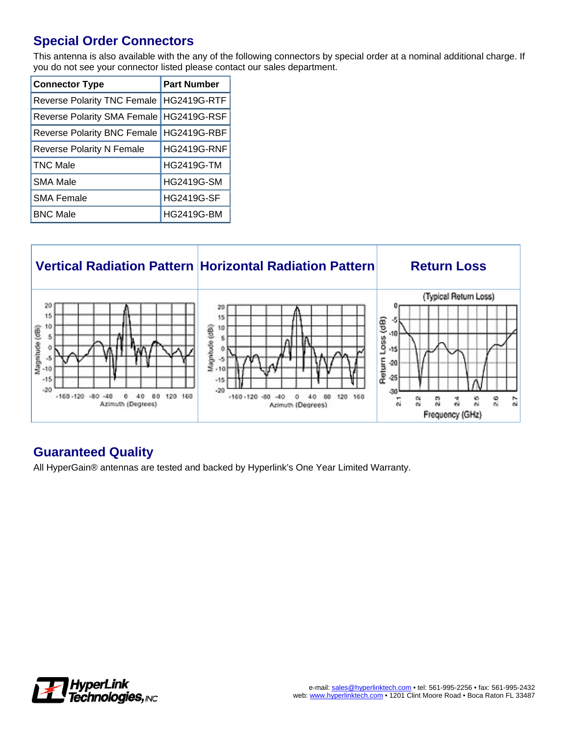## Special Order Connectors

This antenna is also available with the any of the following connectors by special order at a nominal additional charge. If you do not see your connector listed please contact our sales department.

| Connector Type | Part Number |
|---|---|
| Reverse Polarity TNC Female | HG2419G-RTF |
| Reverse Polarity SMA Female | HG2419G-RSF |
| Reverse Polarity BNC Female | HG2419G-RBF |
| Reverse Polarity N Female | HG2419G-RNF |
| TNC Male | HG2419G-TM |
| SMA Male | HG2419G-SM |
| SMA Female | HG2419G-SF |
| BNC Male | HG2419G-BM |

**Vertical Radiation Pattern**

Magnitude (dBi)

20
15
10
5
0
-5
-10
-15
-20

-160 -120 -80 -40 0 40 80 120 160

Azimuth (Degrees)

**Horizontal Radiation Pattern**

Magnitude (dBi)

20
15
10
5
0
-5
-10
-15
-20

-160 -120 -80 -40 0 40 80 120 160

Azimuth (Degrees)

**Return Loss**

(Typical Return Loss)

Return Loss (dB)

0
-5
-10
-15
-20
-25
-30

2.1 2.2 2.3 2.4 2.5 2.6 2.7

Frequency (GHz)

## Guaranteed Quality

All HyperGain® antennas are tested and backed by Hyperlink's One Year Limited Warranty.

HyperLink Technologies, INC

e-mail: sales@hyperlinktech.com • tel: 561-995-2256 • fax: 561-995-2432
web: www.hyperlinktech.com • 1201 Clint Moore Road • Boca Raton FL 33487